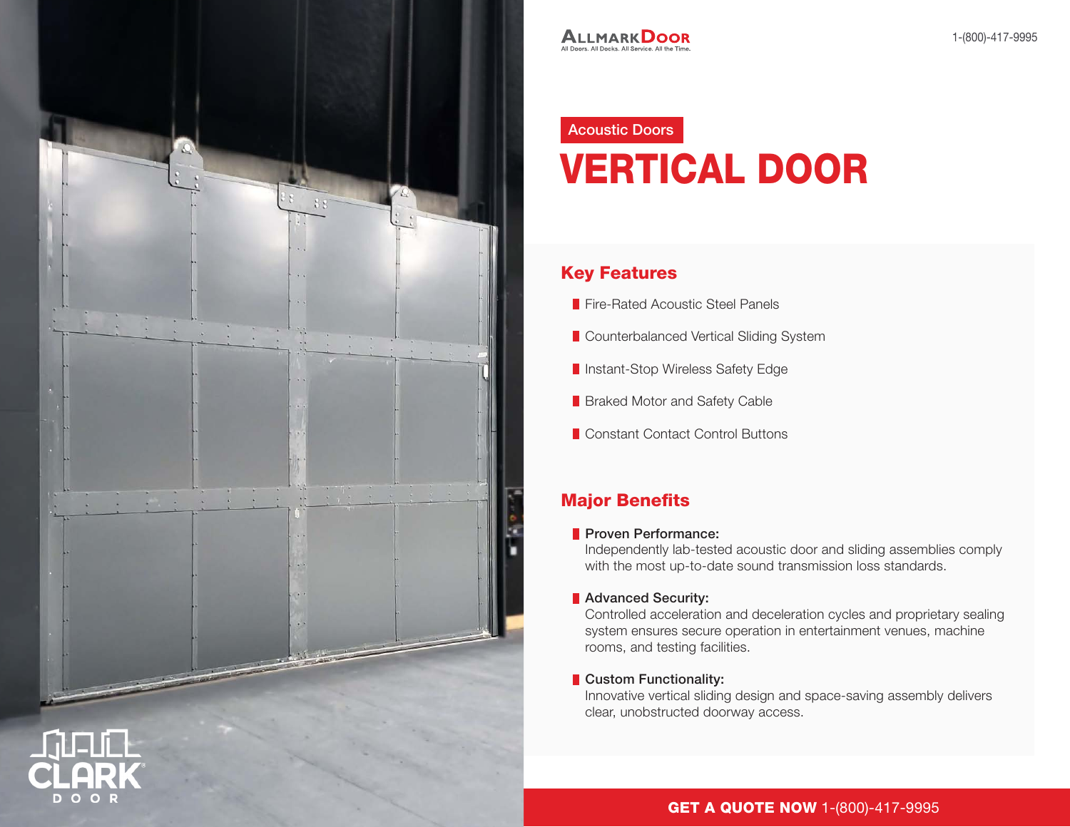ALLMARK DOOR

All Doors. All Docks. All Service. All the Time.

1-(800)-417-9995

Acoustic Doors

# VERTICAL DOOR

## Key Features

- Fire-Rated Acoustic Steel Panels
- Counterbalanced Vertical Sliding System
- Instant-Stop Wireless Safety Edge
- Braked Motor and Safety Cable
- Constant Contact Control Buttons

## Major Benefits

- **Proven Performance:**
  Independently lab-tested acoustic door and sliding assemblies comply with the most up-to-date sound transmission loss standards.

- **Advanced Security:**
  Controlled acceleration and deceleration cycles and proprietary sealing system ensures secure operation in entertainment venues, machine rooms, and testing facilities.

- **Custom Functionality:**
  Innovative vertical sliding design and space-saving assembly delivers clear, unobstructed doorway access.

CLARK DOOR

**GET A QUOTE NOW** 1-(800)-417-9995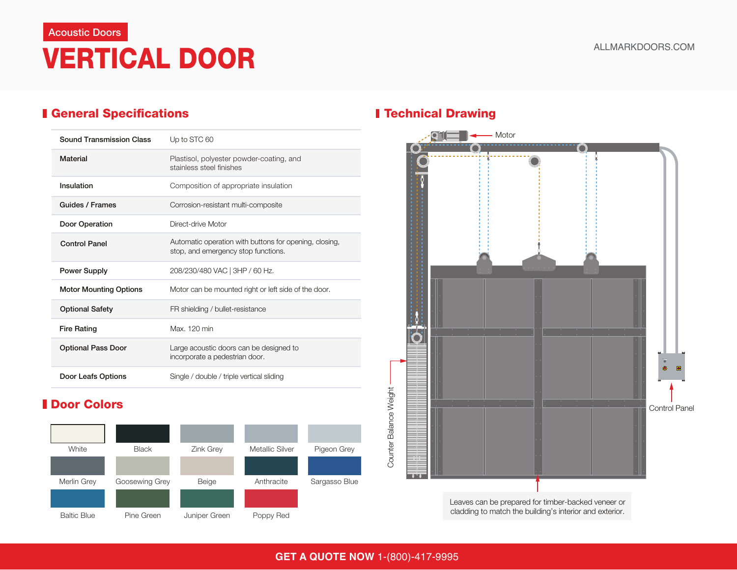Acoustic Doors

# VERTICAL DOOR

ALLMARKDOORS.COM

## General Specifications

| | |
|---|---|
| Sound Transmission Class | Up to STC 60 |
| Material | Plastisol, polyester powder-coating, and stainless steel finishes |
| Insulation | Composition of appropriate insulation |
| Guides / Frames | Corrosion-resistant multi-composite |
| Door Operation | Direct-drive Motor |
| Control Panel | Automatic operation with buttons for opening, closing, stop, and emergency stop functions. |
| Power Supply | 208/230/480 VAC \| 3HP / 60 Hz. |
| Motor Mounting Options | Motor can be mounted right or left side of the door. |
| Optional Safety | FR shielding / bullet-resistance |
| Fire Rating | Max. 120 min |
| Optional Pass Door | Large acoustic doors can be designed to incorporate a pedestrian door. |
| Door Leafs Options | Single / double / triple vertical sliding |

## Door Colors

White
Black
Zink Grey
Metallic Silver
Pigeon Grey
Merlin Grey
Goosewing Grey
Beige
Anthracite
Sargasso Blue
Baltic Blue
Pine Green
Juniper Green
Poppy Red

## Technical Drawing

Motor

Counter Balance Weight

Control Panel

Leaves can be prepared for timber-backed veneer or cladding to match the building's interior and exterior.

**GET A QUOTE NOW** 1-(800)-417-9995